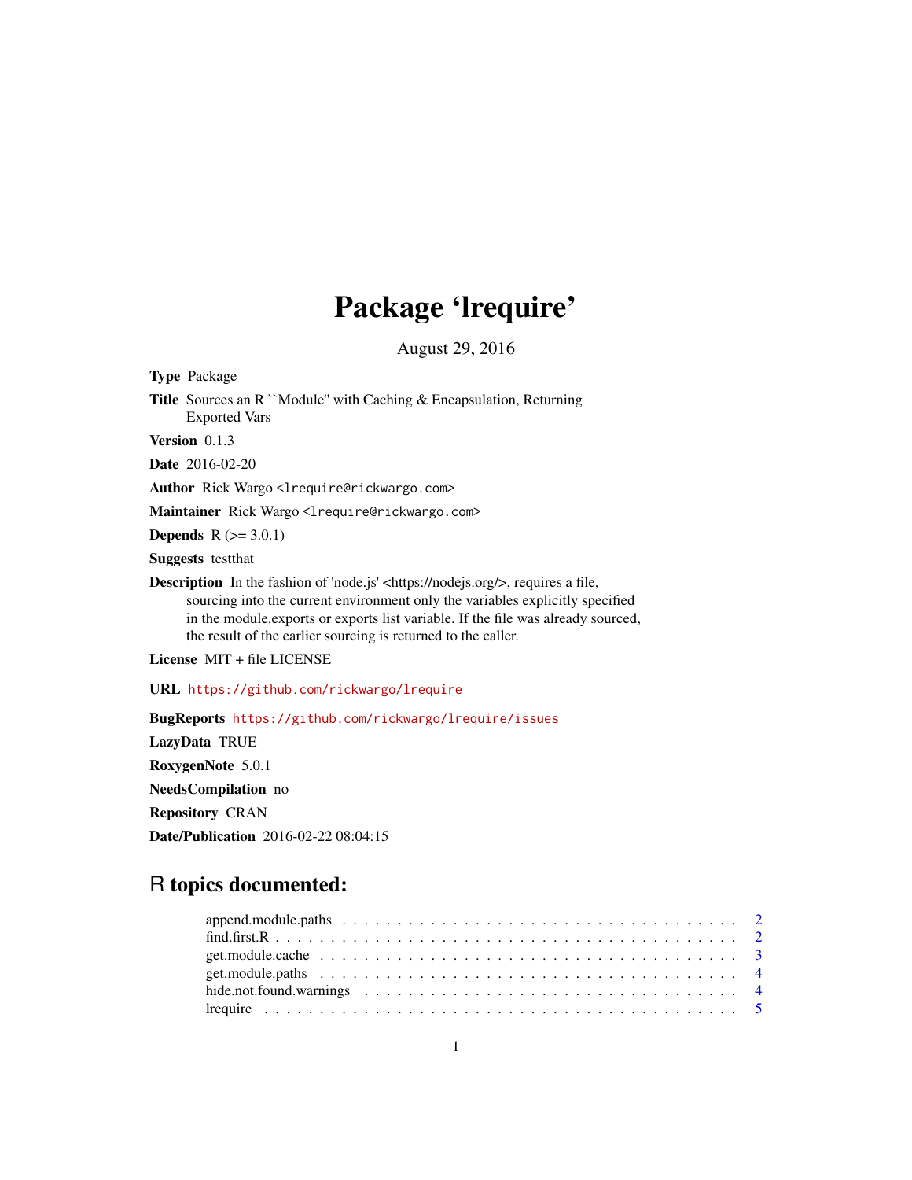# Package 'lrequire'

August 29, 2016

**Type** Package

**Title** Sources an R ``Module'' with Caching & Encapsulation, Returning Exported Vars

**Version** 0.1.3

**Date** 2016-02-20

**Author** Rick Wargo <lrequire@rickwargo.com>

**Maintainer** Rick Wargo <lrequire@rickwargo.com>

**Depends** R (>= 3.0.1)

**Suggests** testthat

**Description** In the fashion of 'node.js' <https://nodejs.org/>, requires a file, sourcing into the current environment only the variables explicitly specified in the module.exports or exports list variable. If the file was already sourced, the result of the earlier sourcing is returned to the caller.

**License** MIT + file LICENSE

**URL** https://github.com/rickwargo/lrequire

**BugReports** https://github.com/rickwargo/lrequire/issues

**LazyData** TRUE

**RoxygenNote** 5.0.1

**NeedsCompilation** no

**Repository** CRAN

**Date/Publication** 2016-02-22 08:04:15

## R topics documented:

- append.module.paths . . . . . . . . . . 2
- find.first.R . . . . . . . . . . 2
- get.module.cache . . . . . . . . . . 3
- get.module.paths . . . . . . . . . . 4
- hide.not.found.warnings . . . . . . . . . . 4
- lrequire . . . . . . . . . . 5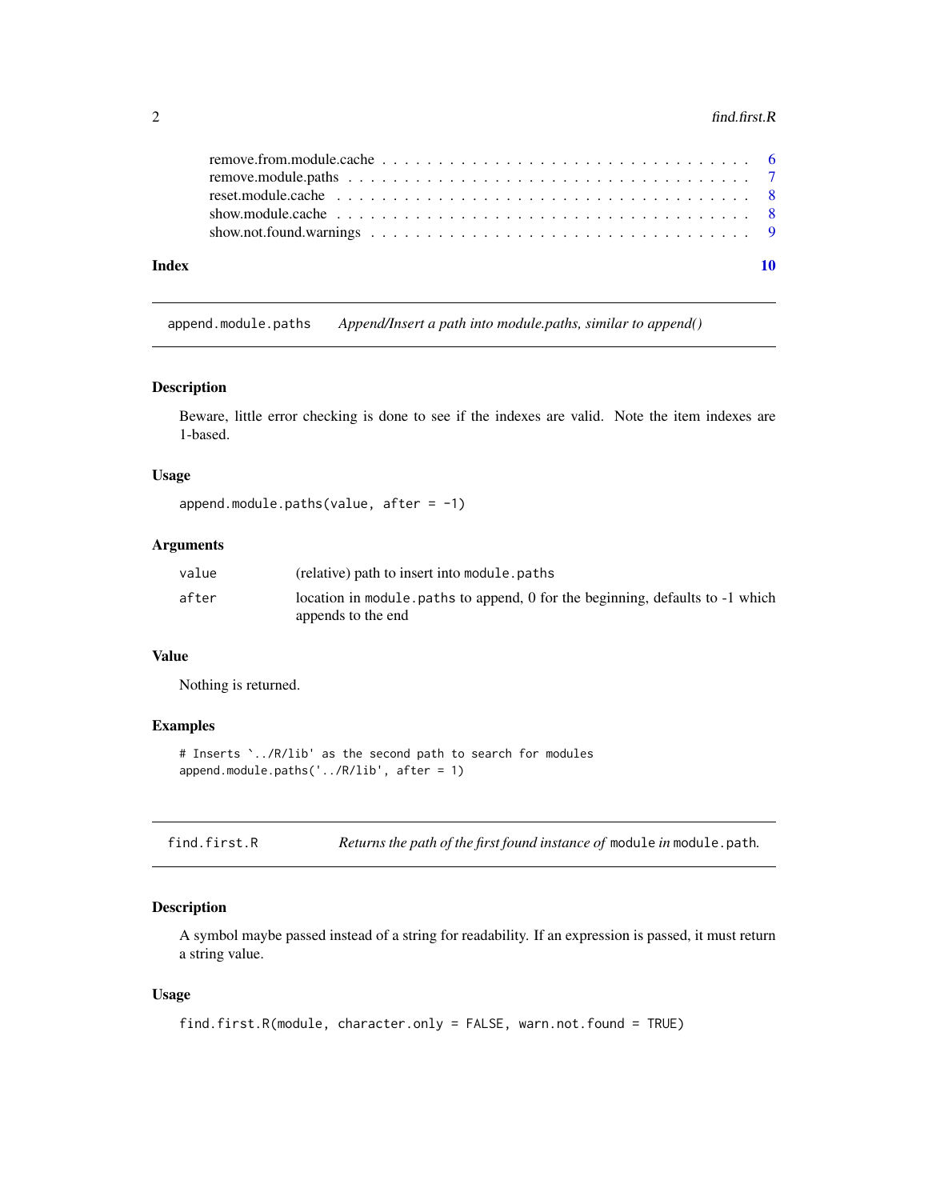remove.from.module.cache . . . . . . . . . . . . . . . . . . . . . . . . . . . . . . . . 6
remove.module.paths . . . . . . . . . . . . . . . . . . . . . . . . . . . . . . . . . . 7
reset.module.cache . . . . . . . . . . . . . . . . . . . . . . . . . . . . . . . . . . . 8
show.module.cache . . . . . . . . . . . . . . . . . . . . . . . . . . . . . . . . . . . 8
show.not.found.warnings . . . . . . . . . . . . . . . . . . . . . . . . . . . . . . . . 9

**Index** 10

---

## `append.module.paths` *Append/Insert a path into module.paths, similar to append()*

### Description

Beware, little error checking is done to see if the indexes are valid. Note the item indexes are 1-based.

### Usage

```
append.module.paths(value, after = -1)
```

### Arguments

| | |
|---|---|
| `value` | (relative) path to insert into `module.paths` |
| `after` | location in `module.paths` to append, 0 for the beginning, defaults to -1 which appends to the end |

### Value

Nothing is returned.

### Examples

```
# Inserts `../R/lib' as the second path to search for modules
append.module.paths('../R/lib', after = 1)
```

---

## `find.first.R` *Returns the path of the first found instance of* `module` *in* `module.path`*.*

### Description

A symbol maybe passed instead of a string for readability. If an expression is passed, it must return a string value.

### Usage

```
find.first.R(module, character.only = FALSE, warn.not.found = TRUE)
```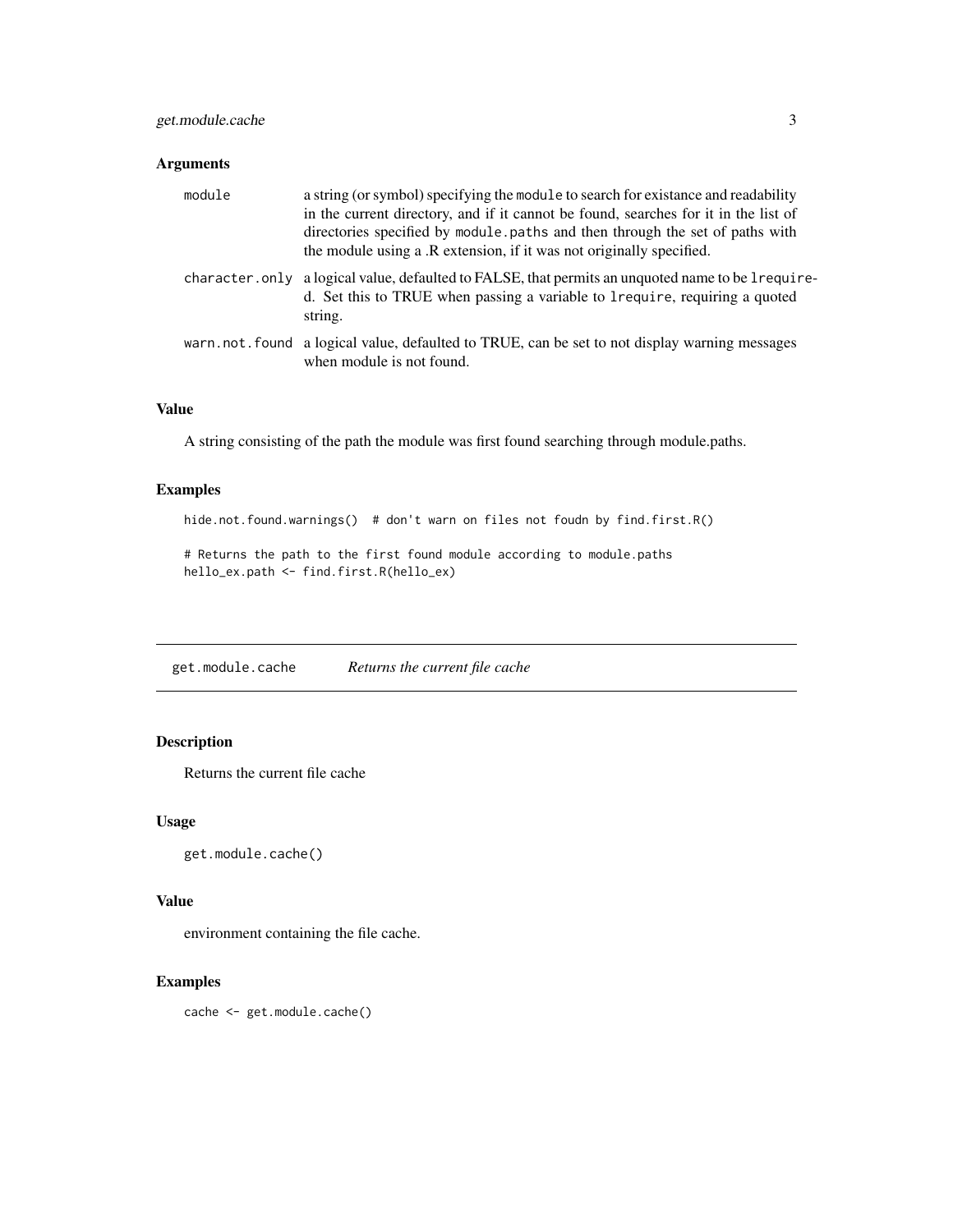### Arguments

| | |
|---|---|
| `module` | a string (or symbol) specifying the `module` to search for existance and readability in the current directory, and if it cannot be found, searches for it in the list of directories specified by `module.paths` and then through the set of paths with the module using a .R extension, if it was not originally specified. |
| `character.only` | a logical value, defaulted to FALSE, that permits an unquoted name to be `lrequire`d. Set this to TRUE when passing a variable to `lrequire`, requiring a quoted string. |
| `warn.not.found` | a logical value, defaulted to TRUE, can be set to not display warning messages when module is not found. |

### Value

A string consisting of the path the module was first found searching through module.paths.

### Examples

```
hide.not.found.warnings()  # don't warn on files not foudn by find.first.R()

# Returns the path to the first found module according to module.paths
hello_ex.path <- find.first.R(hello_ex)
```

---

## `get.module.cache` *Returns the current file cache*

---

### Description

Returns the current file cache

### Usage

```
get.module.cache()
```

### Value

environment containing the file cache.

### Examples

```
cache <- get.module.cache()
```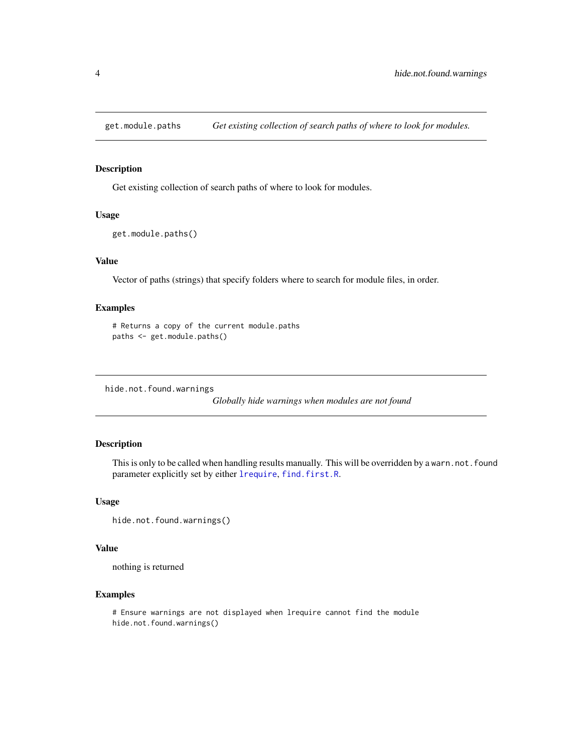## get.module.paths — *Get existing collection of search paths of where to look for modules.*

### Description

Get existing collection of search paths of where to look for modules.

### Usage

```
get.module.paths()
```

### Value

Vector of paths (strings) that specify folders where to search for module files, in order.

### Examples

```
# Returns a copy of the current module.paths
paths <- get.module.paths()
```

## hide.not.found.warnings — *Globally hide warnings when modules are not found*

### Description

This is only to be called when handling results manually. This will be overridden by a `warn.not.found` parameter explicitly set by either `lrequire`, `find.first.R`.

### Usage

```
hide.not.found.warnings()
```

### Value

nothing is returned

### Examples

```
# Ensure warnings are not displayed when lrequire cannot find the module
hide.not.found.warnings()
```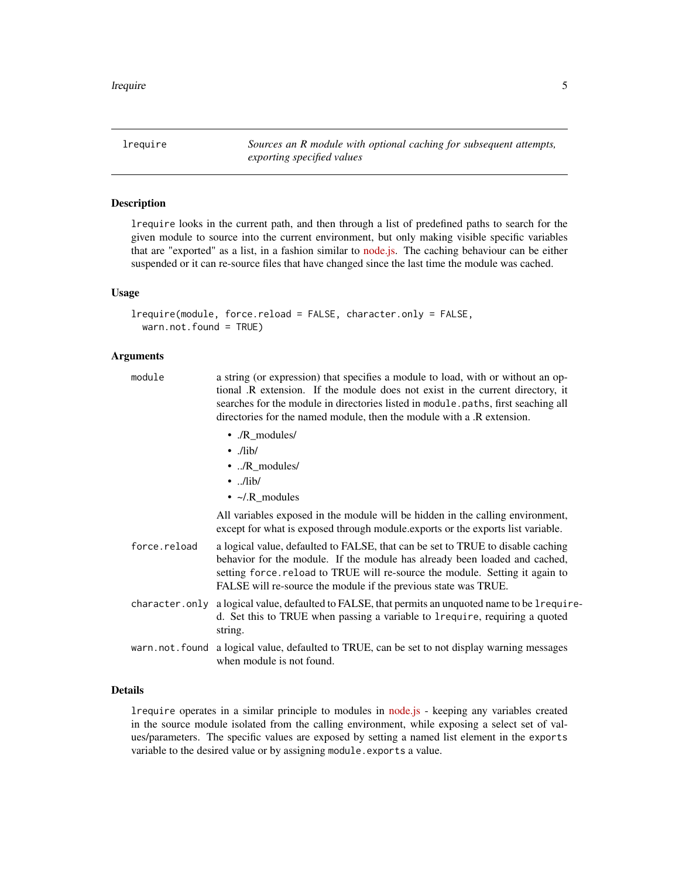## lrequire

*Sources an R module with optional caching for subsequent attempts, exporting specified values*

### Description

`lrequire` looks in the current path, and then through a list of predefined paths to search for the given module to source into the current environment, but only making visible specific variables that are "exported" as a list, in a fashion similar to node.js. The caching behaviour can be either suspended or it can re-source files that have changed since the last time the module was cached.

### Usage

```
lrequire(module, force.reload = FALSE, character.only = FALSE,
  warn.not.found = TRUE)
```

### Arguments

`module`
: a string (or expression) that specifies a module to load, with or without an optional .R extension. If the module does not exist in the current directory, it searches for the module in directories listed in `module.paths`, first seaching all directories for the named module, then the module with a .R extension.

  - ./R_modules/
  - ./lib/
  - ../R_modules/
  - ../lib/
  - ~/.R_modules

  All variables exposed in the module will be hidden in the calling environment, except for what is exposed through module.exports or the exports list variable.

`force.reload`
: a logical value, defaulted to FALSE, that can be set to TRUE to disable caching behavior for the module. If the module has already been loaded and cached, setting `force.reload` to TRUE will re-source the module. Setting it again to FALSE will re-source the module if the previous state was TRUE.

`character.only`
: a logical value, defaulted to FALSE, that permits an unquoted name to be `lrequire`-d. Set this to TRUE when passing a variable to `lrequire`, requiring a quoted string.

`warn.not.found`
: a logical value, defaulted to TRUE, can be set to not display warning messages when module is not found.

### Details

`lrequire` operates in a similar principle to modules in node.js - keeping any variables created in the source module isolated from the calling environment, while exposing a select set of values/parameters. The specific values are exposed by setting a named list element in the `exports` variable to the desired value or by assigning `module.exports` a value.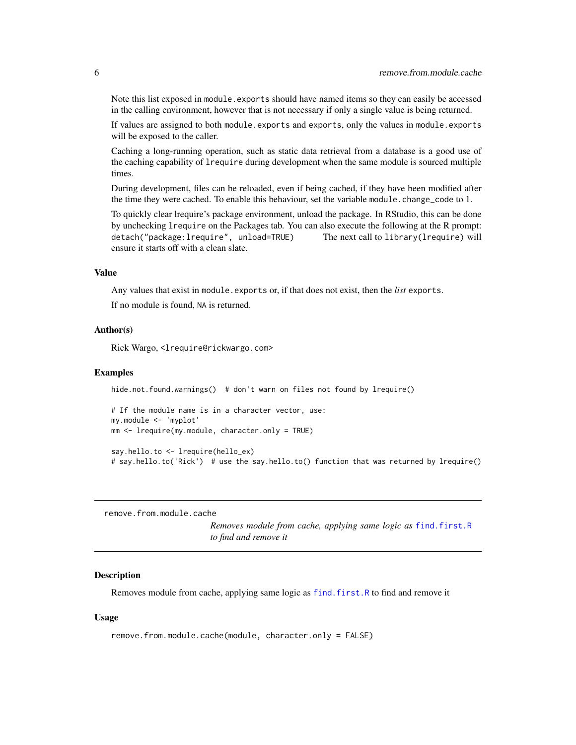Note this list exposed in `module.exports` should have named items so they can easily be accessed in the calling environment, however that is not necessary if only a single value is being returned.

If values are assigned to both `module.exports` and `exports`, only the values in `module.exports` will be exposed to the caller.

Caching a long-running operation, such as static data retrieval from a database is a good use of the caching capability of `lrequire` during development when the same module is sourced multiple times.

During development, files can be reloaded, even if being cached, if they have been modified after the time they were cached. To enable this behaviour, set the variable `module.change_code` to 1.

To quickly clear lrequire's package environment, unload the package. In RStudio, this can be done by unchecking `lrequire` on the Packages tab. You can also execute the following at the R prompt: `detach("package:lrequire", unload=TRUE)` The next call to `library(lrequire)` will ensure it starts off with a clean slate.

### Value

Any values that exist in `module.exports` or, if that does not exist, then the *list* `exports`.

If no module is found, `NA` is returned.

### Author(s)

Rick Wargo, <lrequire@rickwargo.com>

### Examples

```
hide.not.found.warnings()  # don't warn on files not found by lrequire()

# If the module name is in a character vector, use:
my.module <- 'myplot'
mm <- lrequire(my.module, character.only = TRUE)

say.hello.to <- lrequire(hello_ex)
# say.hello.to('Rick')  # use the say.hello.to() function that was returned by lrequire()
```

---

## remove.from.module.cache

*Removes module from cache, applying same logic as* `find.first.R` *to find and remove it*

---

### Description

Removes module from cache, applying same logic as `find.first.R` to find and remove it

### Usage

```
remove.from.module.cache(module, character.only = FALSE)
```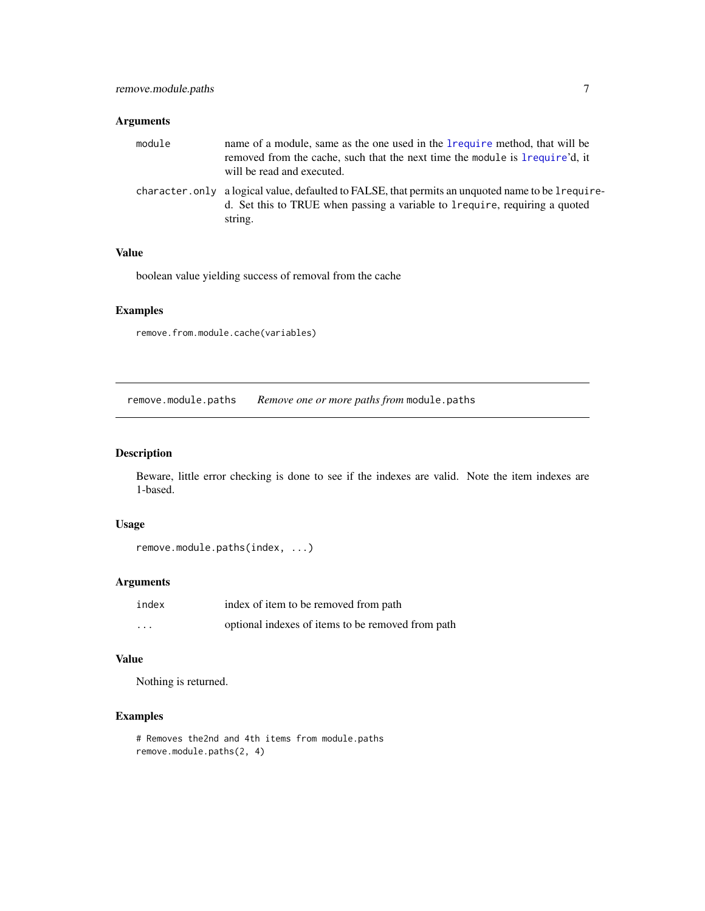### Arguments

| | |
|---|---|
| `module` | name of a module, same as the one used in the `lrequire` method, that will be removed from the cache, such that the next time the `module` is `lrequire`'d, it will be read and executed. |
| `character.only` | a logical value, defaulted to FALSE, that permits an unquoted name to be `lrequire`-d. Set this to TRUE when passing a variable to `lrequire`, requiring a quoted string. |

### Value

boolean value yielding success of removal from the cache

### Examples

```
remove.from.module.cache(variables)
```

---

## `remove.module.paths` *Remove one or more paths from* `module.paths`

---

### Description

Beware, little error checking is done to see if the indexes are valid. Note the item indexes are 1-based.

### Usage

```
remove.module.paths(index, ...)
```

### Arguments

| | |
|---|---|
| `index` | index of item to be removed from path |
| `...` | optional indexes of items to be removed from path |

### Value

Nothing is returned.

### Examples

```
# Removes the2nd and 4th items from module.paths
remove.module.paths(2, 4)
```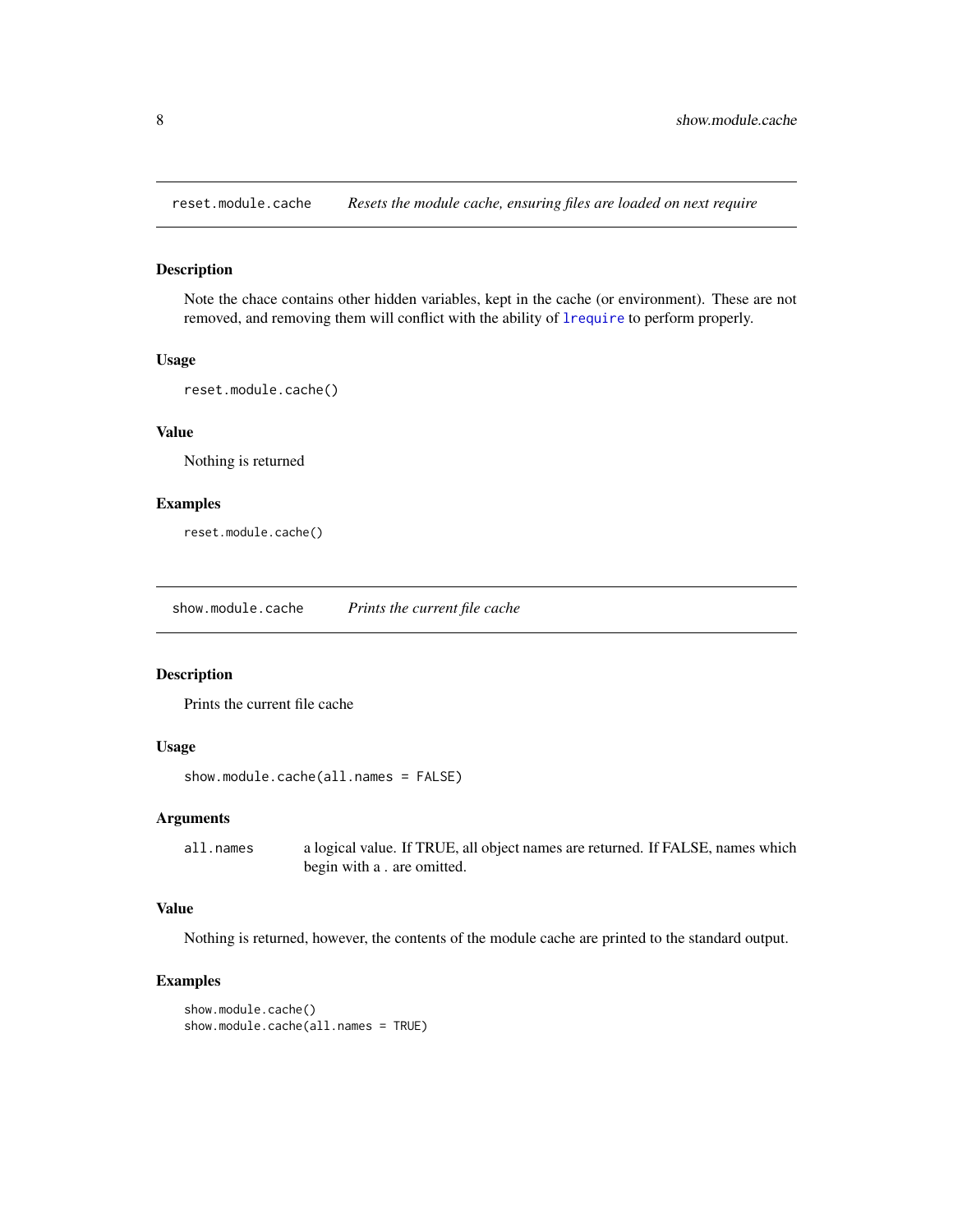## reset.module.cache — *Resets the module cache, ensuring files are loaded on next require*

### Description

Note the chace contains other hidden variables, kept in the cache (or environment). These are not removed, and removing them will conflict with the ability of `lrequire` to perform properly.

### Usage

```
reset.module.cache()
```

### Value

Nothing is returned

### Examples

```
reset.module.cache()
```

## show.module.cache — *Prints the current file cache*

### Description

Prints the current file cache

### Usage

```
show.module.cache(all.names = FALSE)
```

### Arguments

| | |
|---|---|
| `all.names` | a logical value. If TRUE, all object names are returned. If FALSE, names which begin with a . are omitted. |

### Value

Nothing is returned, however, the contents of the module cache are printed to the standard output.

### Examples

```
show.module.cache()
show.module.cache(all.names = TRUE)
```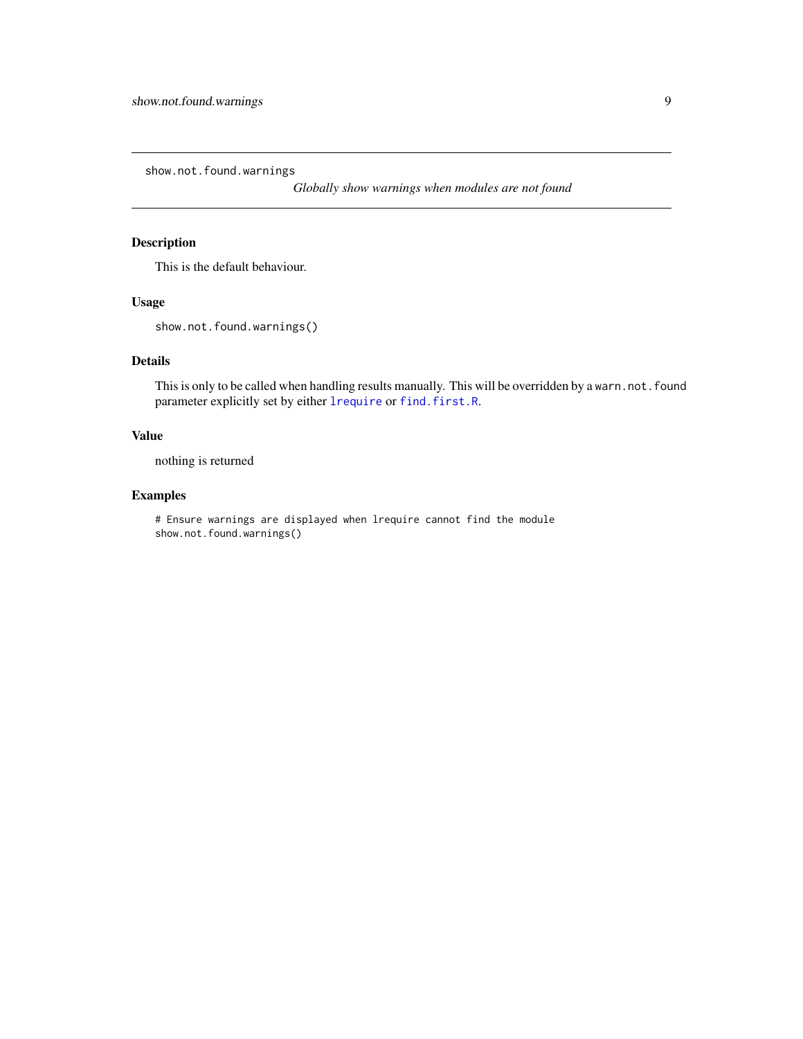`show.not.found.warnings` *Globally show warnings when modules are not found*

## Description

This is the default behaviour.

## Usage

```
show.not.found.warnings()
```

## Details

This is only to be called when handling results manually. This will be overridden by a `warn.not.found` parameter explicitly set by either `lrequire` or `find.first.R`.

## Value

nothing is returned

## Examples

```
# Ensure warnings are displayed when lrequire cannot find the module
show.not.found.warnings()
```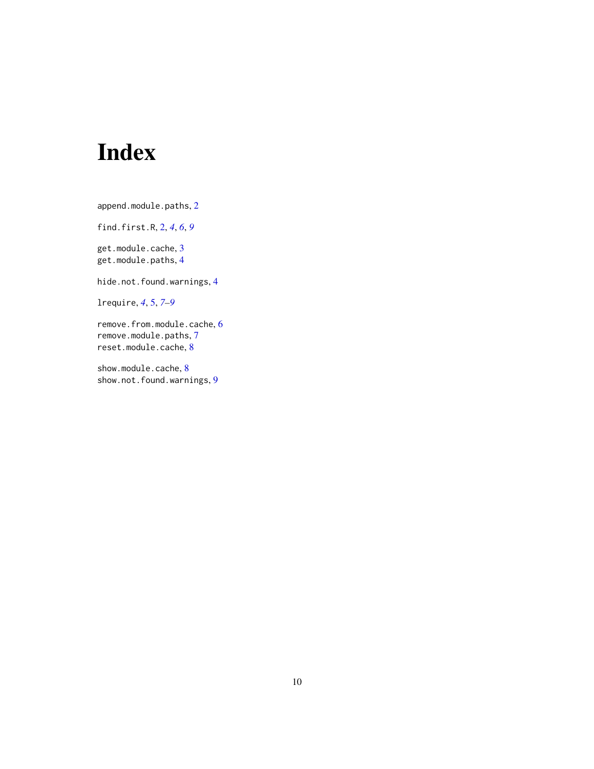# Index

append.module.paths, 2

find.first.R, 2, *4*, *6*, *9*

get.module.cache, 3
get.module.paths, 4

hide.not.found.warnings, 4

lrequire, *4*, 5, *7–9*

remove.from.module.cache, 6
remove.module.paths, 7
reset.module.cache, 8

show.module.cache, 8
show.not.found.warnings, 9